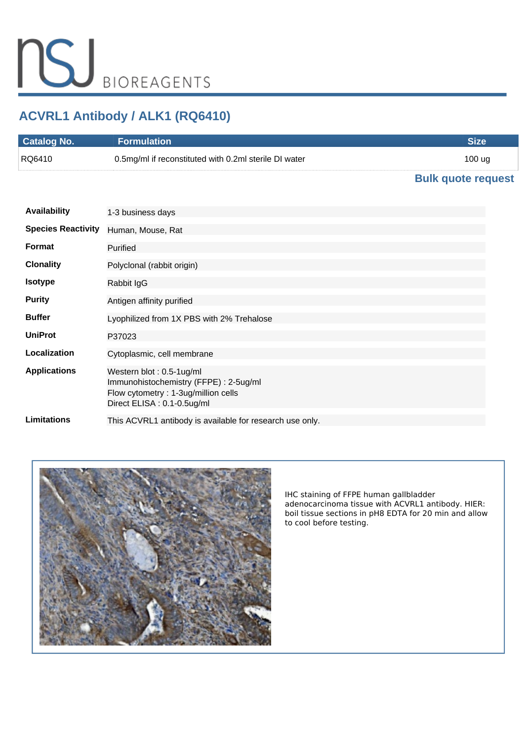# ACVRL1 Antibody / ALK1 (RQ6410)

| Catalog No. | Formulation | Size |
|---|---|---|
| RQ6410 | 0.5mg/ml if reconstituted with 0.2ml sterile DI water | 100 ug |

**Bulk quote request**

| | |
|---|---|
| **Availability** | 1-3 business days |
| **Species Reactivity** | Human, Mouse, Rat |
| **Format** | Purified |
| **Clonality** | Polyclonal (rabbit origin) |
| **Isotype** | Rabbit IgG |
| **Purity** | Antigen affinity purified |
| **Buffer** | Lyophilized from 1X PBS with 2% Trehalose |
| **UniProt** | P37023 |
| **Localization** | Cytoplasmic, cell membrane |
| **Applications** | Western blot : 0.5-1ug/ml<br>Immunohistochemistry (FFPE) : 2-5ug/ml<br>Flow cytometry : 1-3ug/million cells<br>Direct ELISA : 0.1-0.5ug/ml |
| **Limitations** | This ACVRL1 antibody is available for research use only. |

IHC staining of FFPE human gallbladder adenocarcinoma tissue with ACVRL1 antibody. HIER: boil tissue sections in pH8 EDTA for 20 min and allow to cool before testing.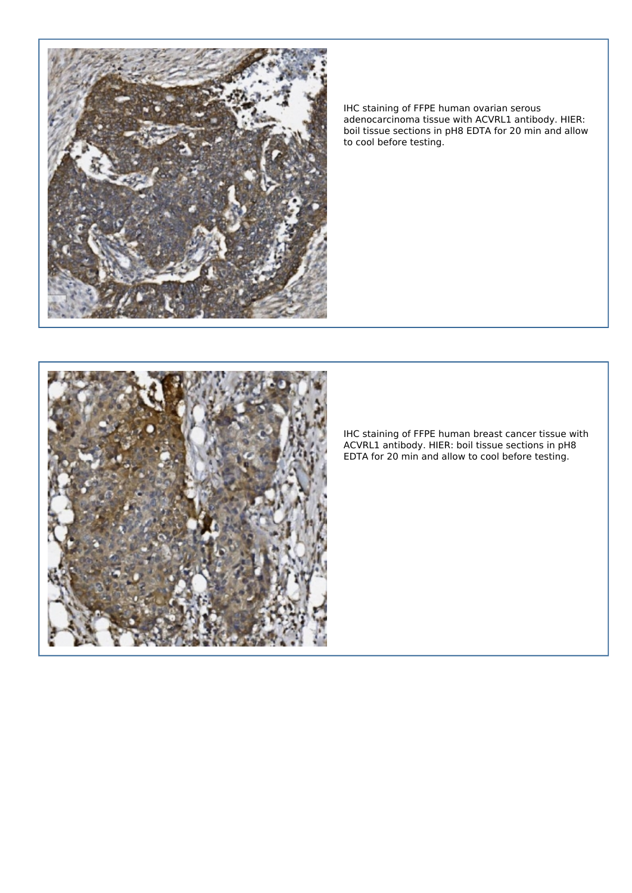IHC staining of FFPE human ovarian serous adenocarcinoma tissue with ACVRL1 antibody. HIER: boil tissue sections in pH8 EDTA for 20 min and allow to cool before testing.

IHC staining of FFPE human breast cancer tissue with ACVRL1 antibody. HIER: boil tissue sections in pH8 EDTA for 20 min and allow to cool before testing.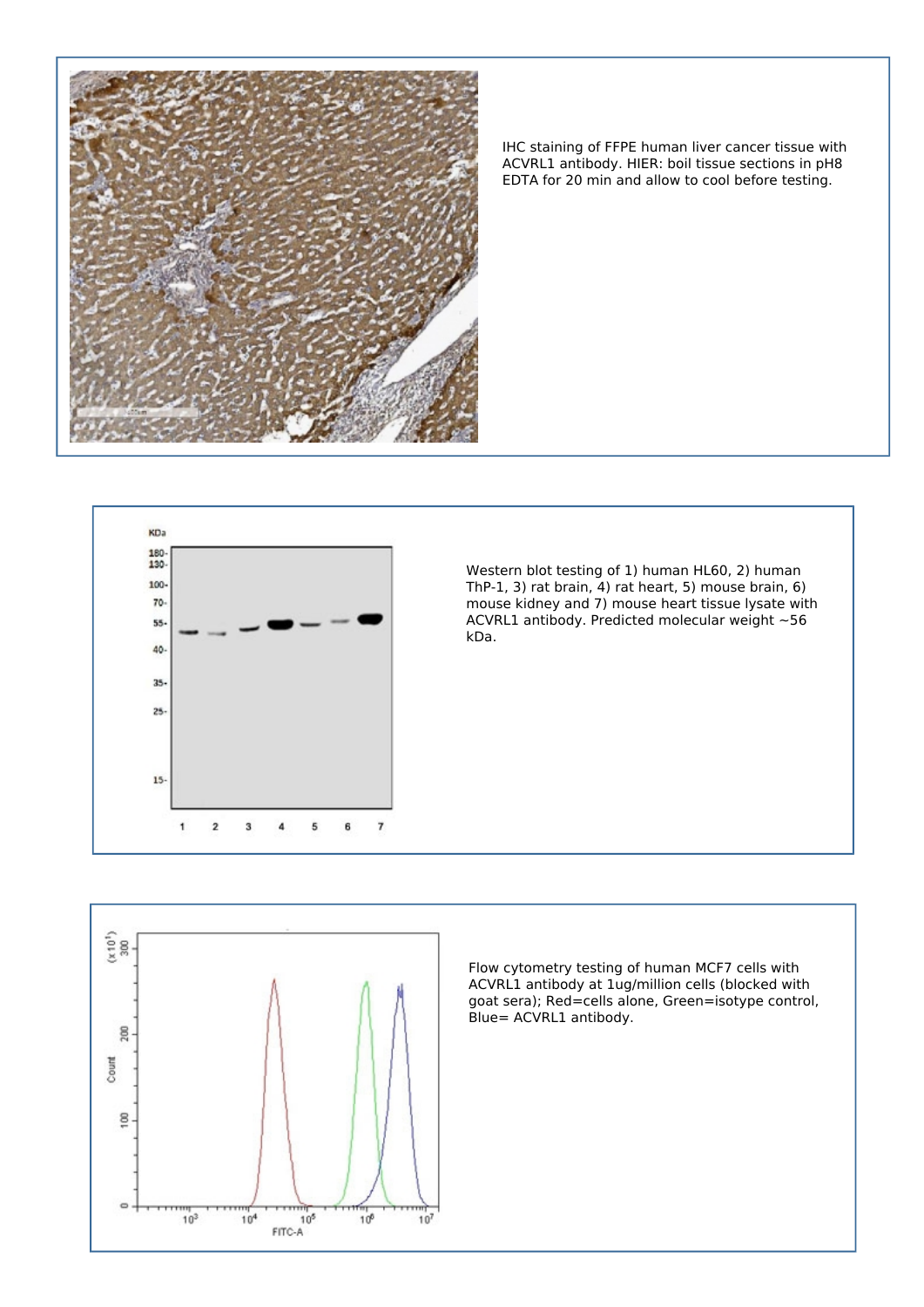IHC staining of FFPE human liver cancer tissue with ACVRL1 antibody. HIER: boil tissue sections in pH8 EDTA for 20 min and allow to cool before testing.

Western blot testing of 1) human HL60, 2) human ThP-1, 3) rat brain, 4) rat heart, 5) mouse brain, 6) mouse kidney and 7) mouse heart tissue lysate with ACVRL1 antibody. Predicted molecular weight ~56 kDa.

Flow cytometry testing of human MCF7 cells with ACVRL1 antibody at 1ug/million cells (blocked with goat sera); Red=cells alone, Green=isotype control, Blue= ACVRL1 antibody.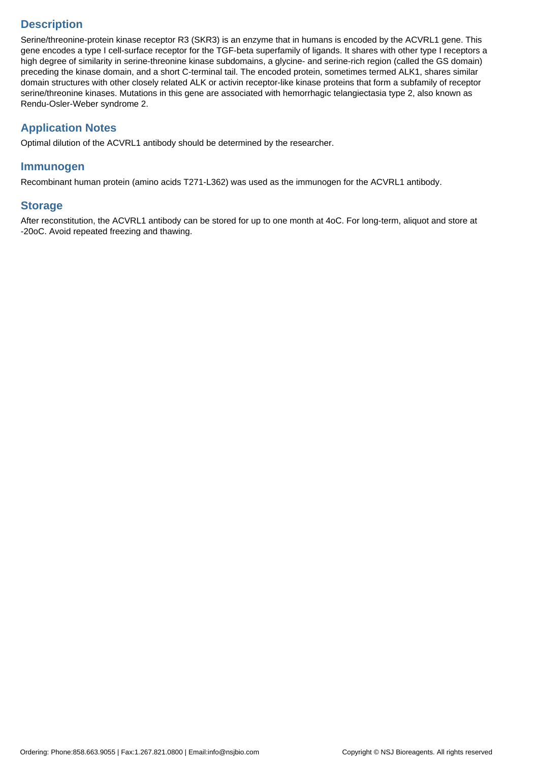## Description

Serine/threonine-protein kinase receptor R3 (SKR3) is an enzyme that in humans is encoded by the ACVRL1 gene. This gene encodes a type I cell-surface receptor for the TGF-beta superfamily of ligands. It shares with other type I receptors a high degree of similarity in serine-threonine kinase subdomains, a glycine- and serine-rich region (called the GS domain) preceding the kinase domain, and a short C-terminal tail. The encoded protein, sometimes termed ALK1, shares similar domain structures with other closely related ALK or activin receptor-like kinase proteins that form a subfamily of receptor serine/threonine kinases. Mutations in this gene are associated with hemorrhagic telangiectasia type 2, also known as Rendu-Osler-Weber syndrome 2.

## Application Notes

Optimal dilution of the ACVRL1 antibody should be determined by the researcher.

## Immunogen

Recombinant human protein (amino acids T271-L362) was used as the immunogen for the ACVRL1 antibody.

## Storage

After reconstitution, the ACVRL1 antibody can be stored for up to one month at 4oC. For long-term, aliquot and store at -20oC. Avoid repeated freezing and thawing.